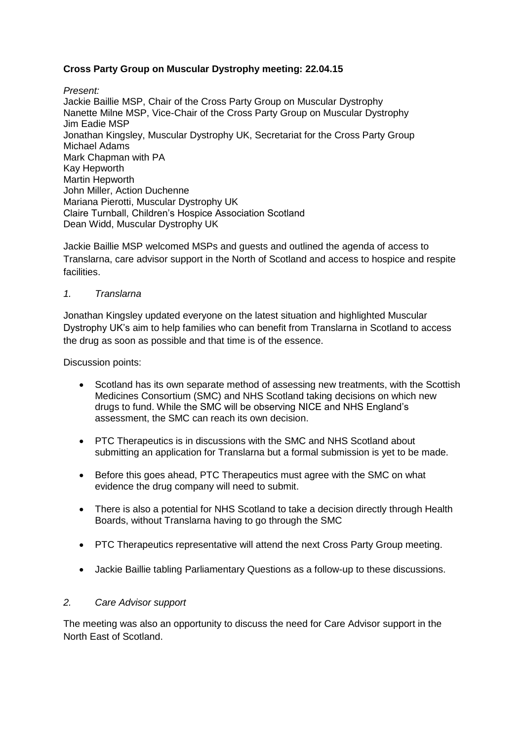**Cross Party Group on Muscular Dystrophy meeting: 22.04.15**

*Present:*
Jackie Baillie MSP, Chair of the Cross Party Group on Muscular Dystrophy
Nanette Milne MSP, Vice-Chair of the Cross Party Group on Muscular Dystrophy
Jim Eadie MSP
Jonathan Kingsley, Muscular Dystrophy UK, Secretariat for the Cross Party Group
Michael Adams
Mark Chapman with PA
Kay Hepworth
Martin Hepworth
John Miller, Action Duchenne
Mariana Pierotti, Muscular Dystrophy UK
Claire Turnball, Children's Hospice Association Scotland
Dean Widd, Muscular Dystrophy UK

Jackie Baillie MSP welcomed MSPs and guests and outlined the agenda of access to Translarna, care advisor support in the North of Scotland and access to hospice and respite facilities.

*1. Translarna*

Jonathan Kingsley updated everyone on the latest situation and highlighted Muscular Dystrophy UK's aim to help families who can benefit from Translarna in Scotland to access the drug as soon as possible and that time is of the essence.

Discussion points:

- Scotland has its own separate method of assessing new treatments, with the Scottish Medicines Consortium (SMC) and NHS Scotland taking decisions on which new drugs to fund. While the SMC will be observing NICE and NHS England's assessment, the SMC can reach its own decision.
- PTC Therapeutics is in discussions with the SMC and NHS Scotland about submitting an application for Translarna but a formal submission is yet to be made.
- Before this goes ahead, PTC Therapeutics must agree with the SMC on what evidence the drug company will need to submit.
- There is also a potential for NHS Scotland to take a decision directly through Health Boards, without Translarna having to go through the SMC
- PTC Therapeutics representative will attend the next Cross Party Group meeting.
- Jackie Baillie tabling Parliamentary Questions as a follow-up to these discussions.

*2. Care Advisor support*

The meeting was also an opportunity to discuss the need for Care Advisor support in the North East of Scotland.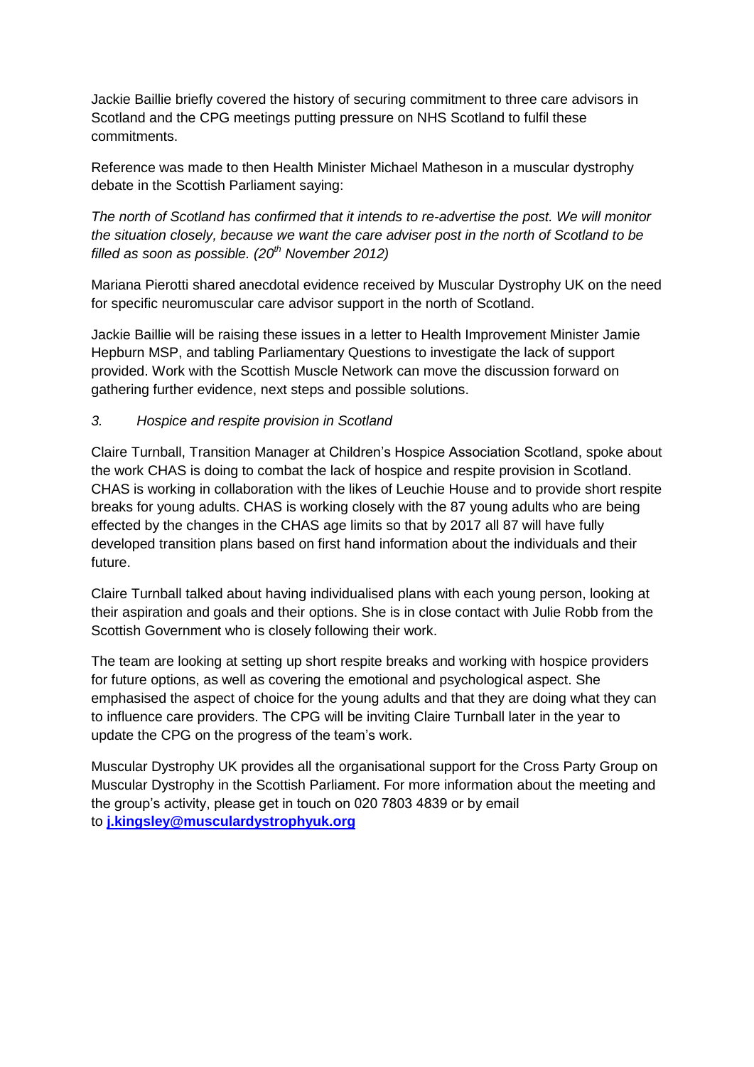Jackie Baillie briefly covered the history of securing commitment to three care advisors in Scotland and the CPG meetings putting pressure on NHS Scotland to fulfil these commitments.

Reference was made to then Health Minister Michael Matheson in a muscular dystrophy debate in the Scottish Parliament saying:

*The north of Scotland has confirmed that it intends to re-advertise the post. We will monitor the situation closely, because we want the care adviser post in the north of Scotland to be filled as soon as possible. (20th November 2012)*

Mariana Pierotti shared anecdotal evidence received by Muscular Dystrophy UK on the need for specific neuromuscular care advisor support in the north of Scotland.

Jackie Baillie will be raising these issues in a letter to Health Improvement Minister Jamie Hepburn MSP, and tabling Parliamentary Questions to investigate the lack of support provided. Work with the Scottish Muscle Network can move the discussion forward on gathering further evidence, next steps and possible solutions.

*3. Hospice and respite provision in Scotland*

Claire Turnball, Transition Manager at Children's Hospice Association Scotland, spoke about the work CHAS is doing to combat the lack of hospice and respite provision in Scotland. CHAS is working in collaboration with the likes of Leuchie House and to provide short respite breaks for young adults. CHAS is working closely with the 87 young adults who are being effected by the changes in the CHAS age limits so that by 2017 all 87 will have fully developed transition plans based on first hand information about the individuals and their future.

Claire Turnball talked about having individualised plans with each young person, looking at their aspiration and goals and their options. She is in close contact with Julie Robb from the Scottish Government who is closely following their work.

The team are looking at setting up short respite breaks and working with hospice providers for future options, as well as covering the emotional and psychological aspect. She emphasised the aspect of choice for the young adults and that they are doing what they can to influence care providers. The CPG will be inviting Claire Turnball later in the year to update the CPG on the progress of the team's work.

Muscular Dystrophy UK provides all the organisational support for the Cross Party Group on Muscular Dystrophy in the Scottish Parliament. For more information about the meeting and the group's activity, please get in touch on 020 7803 4839 or by email to **j.kingsley@musculardystrophyuk.org**